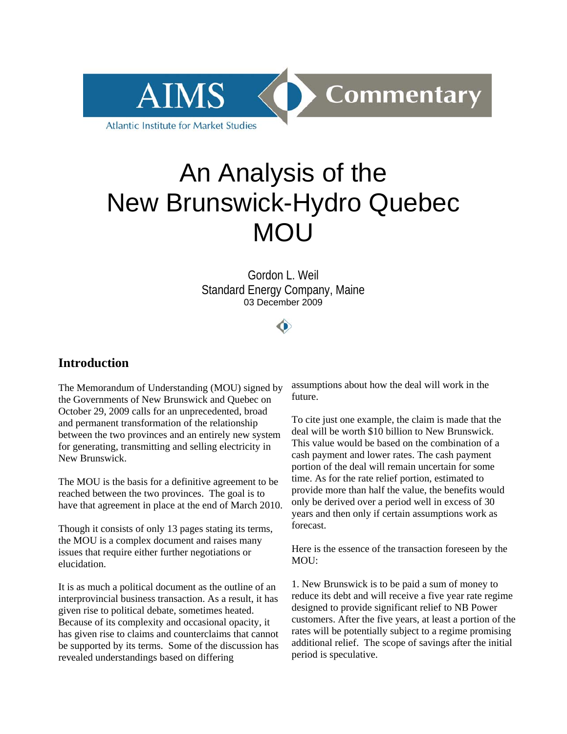AIMS Commentary

Atlantic Institute for Market Studies

# An Analysis of the New Brunswick-Hydro Quebec MOU

Gordon L. Weil
Standard Energy Company, Maine
03 December 2009

## Introduction

The Memorandum of Understanding (MOU) signed by the Governments of New Brunswick and Quebec on October 29, 2009 calls for an unprecedented, broad and permanent transformation of the relationship between the two provinces and an entirely new system for generating, transmitting and selling electricity in New Brunswick.

The MOU is the basis for a definitive agreement to be reached between the two provinces. The goal is to have that agreement in place at the end of March 2010.

Though it consists of only 13 pages stating its terms, the MOU is a complex document and raises many issues that require either further negotiations or elucidation.

It is as much a political document as the outline of an interprovincial business transaction. As a result, it has given rise to political debate, sometimes heated. Because of its complexity and occasional opacity, it has given rise to claims and counterclaims that cannot be supported by its terms. Some of the discussion has revealed understandings based on differing assumptions about how the deal will work in the future.

To cite just one example, the claim is made that the deal will be worth $10 billion to New Brunswick. This value would be based on the combination of a cash payment and lower rates. The cash payment portion of the deal will remain uncertain for some time. As for the rate relief portion, estimated to provide more than half the value, the benefits would only be derived over a period well in excess of 30 years and then only if certain assumptions work as forecast.

Here is the essence of the transaction foreseen by the MOU:

1. New Brunswick is to be paid a sum of money to reduce its debt and will receive a five year rate regime designed to provide significant relief to NB Power customers. After the five years, at least a portion of the rates will be potentially subject to a regime promising additional relief. The scope of savings after the initial period is speculative.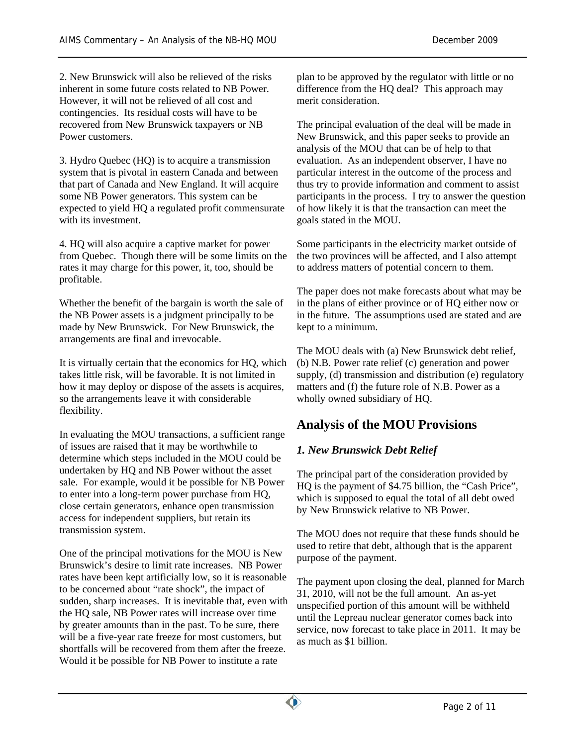2. New Brunswick will also be relieved of the risks inherent in some future costs related to NB Power. However, it will not be relieved of all cost and contingencies. Its residual costs will have to be recovered from New Brunswick taxpayers or NB Power customers.

3. Hydro Quebec (HQ) is to acquire a transmission system that is pivotal in eastern Canada and between that part of Canada and New England. It will acquire some NB Power generators. This system can be expected to yield HQ a regulated profit commensurate with its investment.

4. HQ will also acquire a captive market for power from Quebec. Though there will be some limits on the rates it may charge for this power, it, too, should be profitable.

Whether the benefit of the bargain is worth the sale of the NB Power assets is a judgment principally to be made by New Brunswick. For New Brunswick, the arrangements are final and irrevocable.

It is virtually certain that the economics for HQ, which takes little risk, will be favorable. It is not limited in how it may deploy or dispose of the assets is acquires, so the arrangements leave it with considerable flexibility.

In evaluating the MOU transactions, a sufficient range of issues are raised that it may be worthwhile to determine which steps included in the MOU could be undertaken by HQ and NB Power without the asset sale. For example, would it be possible for NB Power to enter into a long-term power purchase from HQ, close certain generators, enhance open transmission access for independent suppliers, but retain its transmission system.

One of the principal motivations for the MOU is New Brunswick's desire to limit rate increases. NB Power rates have been kept artificially low, so it is reasonable to be concerned about "rate shock", the impact of sudden, sharp increases. It is inevitable that, even with the HQ sale, NB Power rates will increase over time by greater amounts than in the past. To be sure, there will be a five-year rate freeze for most customers, but shortfalls will be recovered from them after the freeze. Would it be possible for NB Power to institute a rate plan to be approved by the regulator with little or no difference from the HQ deal? This approach may merit consideration.

The principal evaluation of the deal will be made in New Brunswick, and this paper seeks to provide an analysis of the MOU that can be of help to that evaluation. As an independent observer, I have no particular interest in the outcome of the process and thus try to provide information and comment to assist participants in the process. I try to answer the question of how likely it is that the transaction can meet the goals stated in the MOU.

Some participants in the electricity market outside of the two provinces will be affected, and I also attempt to address matters of potential concern to them.

The paper does not make forecasts about what may be in the plans of either province or of HQ either now or in the future. The assumptions used are stated and are kept to a minimum.

The MOU deals with (a) New Brunswick debt relief, (b) N.B. Power rate relief (c) generation and power supply, (d) transmission and distribution (e) regulatory matters and (f) the future role of N.B. Power as a wholly owned subsidiary of HQ.

## Analysis of the MOU Provisions

### *1. New Brunswick Debt Relief*

The principal part of the consideration provided by HQ is the payment of $4.75 billion, the "Cash Price", which is supposed to equal the total of all debt owed by New Brunswick relative to NB Power.

The MOU does not require that these funds should be used to retire that debt, although that is the apparent purpose of the payment.

The payment upon closing the deal, planned for March 31, 2010, will not be the full amount. An as-yet unspecified portion of this amount will be withheld until the Lepreau nuclear generator comes back into service, now forecast to take place in 2011. It may be as much as $1 billion.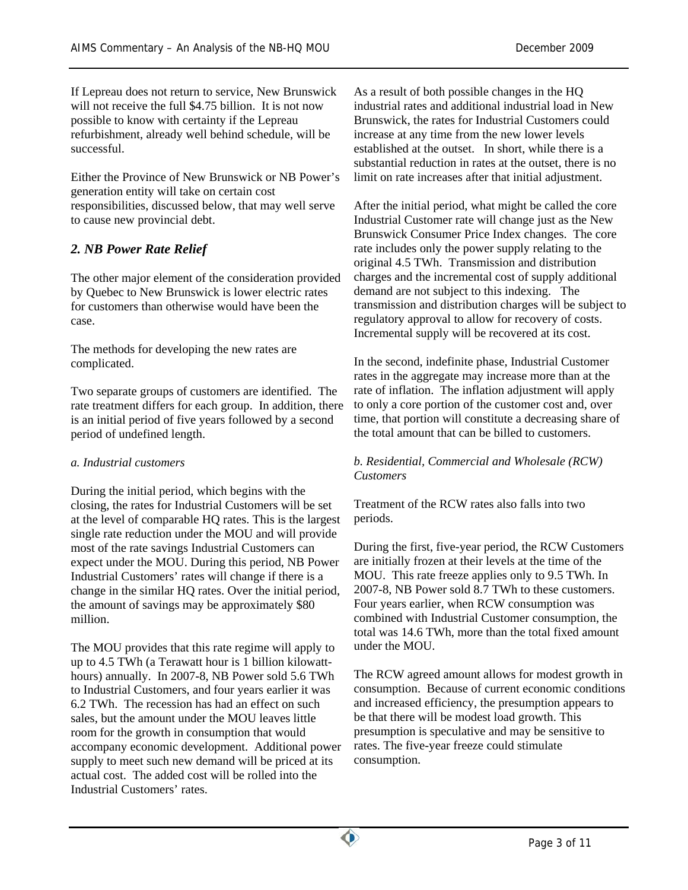If Lepreau does not return to service, New Brunswick will not receive the full \$4.75 billion. It is not now possible to know with certainty if the Lepreau refurbishment, already well behind schedule, will be successful.

Either the Province of New Brunswick or NB Power's generation entity will take on certain cost responsibilities, discussed below, that may well serve to cause new provincial debt.

## *2. NB Power Rate Relief*

The other major element of the consideration provided by Quebec to New Brunswick is lower electric rates for customers than otherwise would have been the case.

The methods for developing the new rates are complicated.

Two separate groups of customers are identified. The rate treatment differs for each group. In addition, there is an initial period of five years followed by a second period of undefined length.

### *a. Industrial customers*

During the initial period, which begins with the closing, the rates for Industrial Customers will be set at the level of comparable HQ rates. This is the largest single rate reduction under the MOU and will provide most of the rate savings Industrial Customers can expect under the MOU. During this period, NB Power Industrial Customers' rates will change if there is a change in the similar HQ rates. Over the initial period, the amount of savings may be approximately \$80 million.

The MOU provides that this rate regime will apply to up to 4.5 TWh (a Terawatt hour is 1 billion kilowatt-hours) annually. In 2007-8, NB Power sold 5.6 TWh to Industrial Customers, and four years earlier it was 6.2 TWh. The recession has had an effect on such sales, but the amount under the MOU leaves little room for the growth in consumption that would accompany economic development. Additional power supply to meet such new demand will be priced at its actual cost. The added cost will be rolled into the Industrial Customers' rates.

As a result of both possible changes in the HQ industrial rates and additional industrial load in New Brunswick, the rates for Industrial Customers could increase at any time from the new lower levels established at the outset. In short, while there is a substantial reduction in rates at the outset, there is no limit on rate increases after that initial adjustment.

After the initial period, what might be called the core Industrial Customer rate will change just as the New Brunswick Consumer Price Index changes. The core rate includes only the power supply relating to the original 4.5 TWh. Transmission and distribution charges and the incremental cost of supply additional demand are not subject to this indexing. The transmission and distribution charges will be subject to regulatory approval to allow for recovery of costs. Incremental supply will be recovered at its cost.

In the second, indefinite phase, Industrial Customer rates in the aggregate may increase more than at the rate of inflation. The inflation adjustment will apply to only a core portion of the customer cost and, over time, that portion will constitute a decreasing share of the total amount that can be billed to customers.

### *b. Residential, Commercial and Wholesale (RCW) Customers*

Treatment of the RCW rates also falls into two periods.

During the first, five-year period, the RCW Customers are initially frozen at their levels at the time of the MOU. This rate freeze applies only to 9.5 TWh. In 2007-8, NB Power sold 8.7 TWh to these customers. Four years earlier, when RCW consumption was combined with Industrial Customer consumption, the total was 14.6 TWh, more than the total fixed amount under the MOU.

The RCW agreed amount allows for modest growth in consumption. Because of current economic conditions and increased efficiency, the presumption appears to be that there will be modest load growth. This presumption is speculative and may be sensitive to rates. The five-year freeze could stimulate consumption.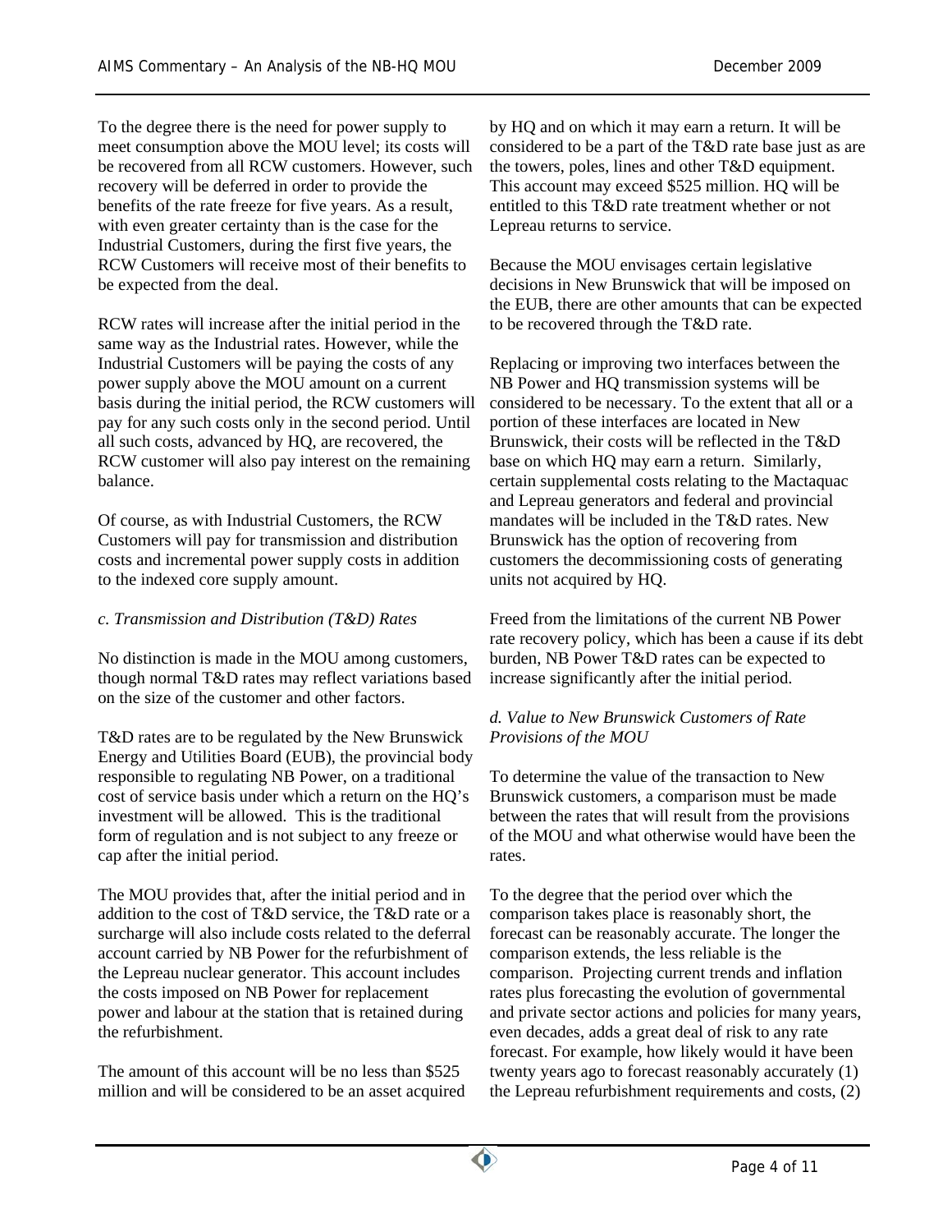To the degree there is the need for power supply to meet consumption above the MOU level; its costs will be recovered from all RCW customers. However, such recovery will be deferred in order to provide the benefits of the rate freeze for five years. As a result, with even greater certainty than is the case for the Industrial Customers, during the first five years, the RCW Customers will receive most of their benefits to be expected from the deal.

RCW rates will increase after the initial period in the same way as the Industrial rates. However, while the Industrial Customers will be paying the costs of any power supply above the MOU amount on a current basis during the initial period, the RCW customers will pay for any such costs only in the second period. Until all such costs, advanced by HQ, are recovered, the RCW customer will also pay interest on the remaining balance.

Of course, as with Industrial Customers, the RCW Customers will pay for transmission and distribution costs and incremental power supply costs in addition to the indexed core supply amount.

*c. Transmission and Distribution (T&D) Rates*

No distinction is made in the MOU among customers, though normal T&D rates may reflect variations based on the size of the customer and other factors.

T&D rates are to be regulated by the New Brunswick Energy and Utilities Board (EUB), the provincial body responsible to regulating NB Power, on a traditional cost of service basis under which a return on the HQ's investment will be allowed. This is the traditional form of regulation and is not subject to any freeze or cap after the initial period.

The MOU provides that, after the initial period and in addition to the cost of T&D service, the T&D rate or a surcharge will also include costs related to the deferral account carried by NB Power for the refurbishment of the Lepreau nuclear generator. This account includes the costs imposed on NB Power for replacement power and labour at the station that is retained during the refurbishment.

The amount of this account will be no less than $525 million and will be considered to be an asset acquired by HQ and on which it may earn a return. It will be considered to be a part of the T&D rate base just as are the towers, poles, lines and other T&D equipment. This account may exceed $525 million. HQ will be entitled to this T&D rate treatment whether or not Lepreau returns to service.

Because the MOU envisages certain legislative decisions in New Brunswick that will be imposed on the EUB, there are other amounts that can be expected to be recovered through the T&D rate.

Replacing or improving two interfaces between the NB Power and HQ transmission systems will be considered to be necessary. To the extent that all or a portion of these interfaces are located in New Brunswick, their costs will be reflected in the T&D base on which HQ may earn a return. Similarly, certain supplemental costs relating to the Mactaquac and Lepreau generators and federal and provincial mandates will be included in the T&D rates. New Brunswick has the option of recovering from customers the decommissioning costs of generating units not acquired by HQ.

Freed from the limitations of the current NB Power rate recovery policy, which has been a cause if its debt burden, NB Power T&D rates can be expected to increase significantly after the initial period.

*d. Value to New Brunswick Customers of Rate Provisions of the MOU*

To determine the value of the transaction to New Brunswick customers, a comparison must be made between the rates that will result from the provisions of the MOU and what otherwise would have been the rates.

To the degree that the period over which the comparison takes place is reasonably short, the forecast can be reasonably accurate. The longer the comparison extends, the less reliable is the comparison. Projecting current trends and inflation rates plus forecasting the evolution of governmental and private sector actions and policies for many years, even decades, adds a great deal of risk to any rate forecast. For example, how likely would it have been twenty years ago to forecast reasonably accurately (1) the Lepreau refurbishment requirements and costs, (2)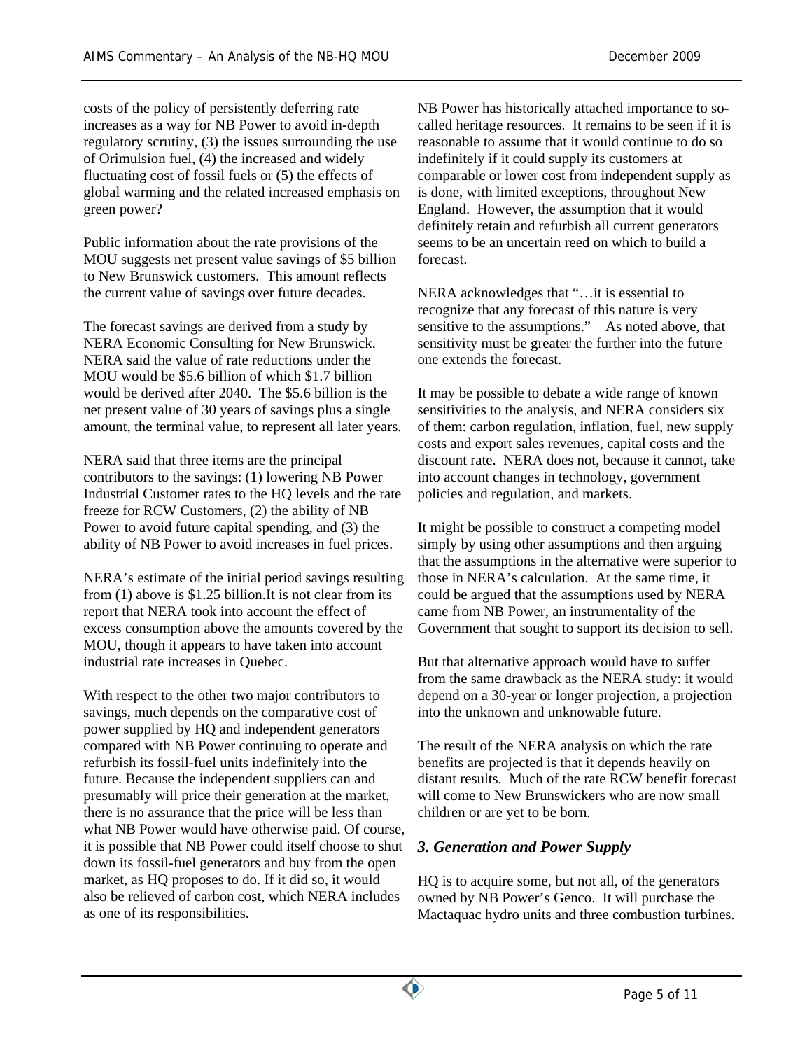costs of the policy of persistently deferring rate increases as a way for NB Power to avoid in-depth regulatory scrutiny, (3) the issues surrounding the use of Orimulsion fuel, (4) the increased and widely fluctuating cost of fossil fuels or (5) the effects of global warming and the related increased emphasis on green power?

Public information about the rate provisions of the MOU suggests net present value savings of $5 billion to New Brunswick customers. This amount reflects the current value of savings over future decades.

The forecast savings are derived from a study by NERA Economic Consulting for New Brunswick. NERA said the value of rate reductions under the MOU would be $5.6 billion of which $1.7 billion would be derived after 2040. The $5.6 billion is the net present value of 30 years of savings plus a single amount, the terminal value, to represent all later years.

NERA said that three items are the principal contributors to the savings: (1) lowering NB Power Industrial Customer rates to the HQ levels and the rate freeze for RCW Customers, (2) the ability of NB Power to avoid future capital spending, and (3) the ability of NB Power to avoid increases in fuel prices.

NERA's estimate of the initial period savings resulting from (1) above is $1.25 billion.It is not clear from its report that NERA took into account the effect of excess consumption above the amounts covered by the MOU, though it appears to have taken into account industrial rate increases in Quebec.

With respect to the other two major contributors to savings, much depends on the comparative cost of power supplied by HQ and independent generators compared with NB Power continuing to operate and refurbish its fossil-fuel units indefinitely into the future. Because the independent suppliers can and presumably will price their generation at the market, there is no assurance that the price will be less than what NB Power would have otherwise paid. Of course, it is possible that NB Power could itself choose to shut down its fossil-fuel generators and buy from the open market, as HQ proposes to do. If it did so, it would also be relieved of carbon cost, which NERA includes as one of its responsibilities.

NB Power has historically attached importance to so-called heritage resources. It remains to be seen if it is reasonable to assume that it would continue to do so indefinitely if it could supply its customers at comparable or lower cost from independent supply as is done, with limited exceptions, throughout New England. However, the assumption that it would definitely retain and refurbish all current generators seems to be an uncertain reed on which to build a forecast.

NERA acknowledges that "…it is essential to recognize that any forecast of this nature is very sensitive to the assumptions." As noted above, that sensitivity must be greater the further into the future one extends the forecast.

It may be possible to debate a wide range of known sensitivities to the analysis, and NERA considers six of them: carbon regulation, inflation, fuel, new supply costs and export sales revenues, capital costs and the discount rate. NERA does not, because it cannot, take into account changes in technology, government policies and regulation, and markets.

It might be possible to construct a competing model simply by using other assumptions and then arguing that the assumptions in the alternative were superior to those in NERA's calculation. At the same time, it could be argued that the assumptions used by NERA came from NB Power, an instrumentality of the Government that sought to support its decision to sell.

But that alternative approach would have to suffer from the same drawback as the NERA study: it would depend on a 30-year or longer projection, a projection into the unknown and unknowable future.

The result of the NERA analysis on which the rate benefits are projected is that it depends heavily on distant results. Much of the rate RCW benefit forecast will come to New Brunswickers who are now small children or are yet to be born.

### *3. Generation and Power Supply*

HQ is to acquire some, but not all, of the generators owned by NB Power's Genco. It will purchase the Mactaquac hydro units and three combustion turbines.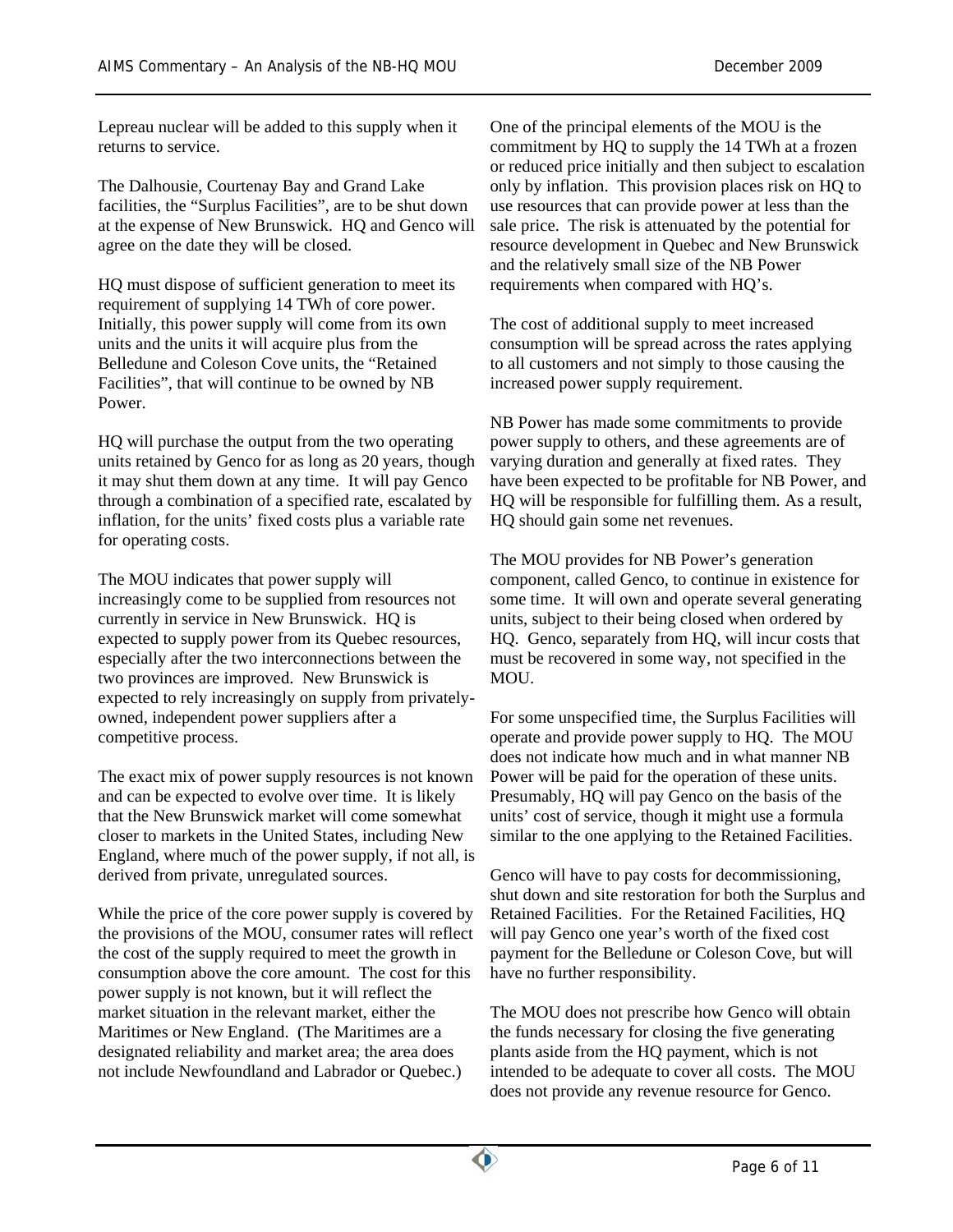Lepreau nuclear will be added to this supply when it returns to service.

The Dalhousie, Courtenay Bay and Grand Lake facilities, the "Surplus Facilities", are to be shut down at the expense of New Brunswick. HQ and Genco will agree on the date they will be closed.

HQ must dispose of sufficient generation to meet its requirement of supplying 14 TWh of core power. Initially, this power supply will come from its own units and the units it will acquire plus from the Belledune and Coleson Cove units, the "Retained Facilities", that will continue to be owned by NB Power.

HQ will purchase the output from the two operating units retained by Genco for as long as 20 years, though it may shut them down at any time. It will pay Genco through a combination of a specified rate, escalated by inflation, for the units' fixed costs plus a variable rate for operating costs.

The MOU indicates that power supply will increasingly come to be supplied from resources not currently in service in New Brunswick. HQ is expected to supply power from its Quebec resources, especially after the two interconnections between the two provinces are improved. New Brunswick is expected to rely increasingly on supply from privately-owned, independent power suppliers after a competitive process.

The exact mix of power supply resources is not known and can be expected to evolve over time. It is likely that the New Brunswick market will come somewhat closer to markets in the United States, including New England, where much of the power supply, if not all, is derived from private, unregulated sources.

While the price of the core power supply is covered by the provisions of the MOU, consumer rates will reflect the cost of the supply required to meet the growth in consumption above the core amount. The cost for this power supply is not known, but it will reflect the market situation in the relevant market, either the Maritimes or New England. (The Maritimes are a designated reliability and market area; the area does not include Newfoundland and Labrador or Quebec.)

One of the principal elements of the MOU is the commitment by HQ to supply the 14 TWh at a frozen or reduced price initially and then subject to escalation only by inflation. This provision places risk on HQ to use resources that can provide power at less than the sale price. The risk is attenuated by the potential for resource development in Quebec and New Brunswick and the relatively small size of the NB Power requirements when compared with HQ's.

The cost of additional supply to meet increased consumption will be spread across the rates applying to all customers and not simply to those causing the increased power supply requirement.

NB Power has made some commitments to provide power supply to others, and these agreements are of varying duration and generally at fixed rates. They have been expected to be profitable for NB Power, and HQ will be responsible for fulfilling them. As a result, HQ should gain some net revenues.

The MOU provides for NB Power's generation component, called Genco, to continue in existence for some time. It will own and operate several generating units, subject to their being closed when ordered by HQ. Genco, separately from HQ, will incur costs that must be recovered in some way, not specified in the MOU.

For some unspecified time, the Surplus Facilities will operate and provide power supply to HQ. The MOU does not indicate how much and in what manner NB Power will be paid for the operation of these units. Presumably, HQ will pay Genco on the basis of the units' cost of service, though it might use a formula similar to the one applying to the Retained Facilities.

Genco will have to pay costs for decommissioning, shut down and site restoration for both the Surplus and Retained Facilities. For the Retained Facilities, HQ will pay Genco one year's worth of the fixed cost payment for the Belledune or Coleson Cove, but will have no further responsibility.

The MOU does not prescribe how Genco will obtain the funds necessary for closing the five generating plants aside from the HQ payment, which is not intended to be adequate to cover all costs. The MOU does not provide any revenue resource for Genco.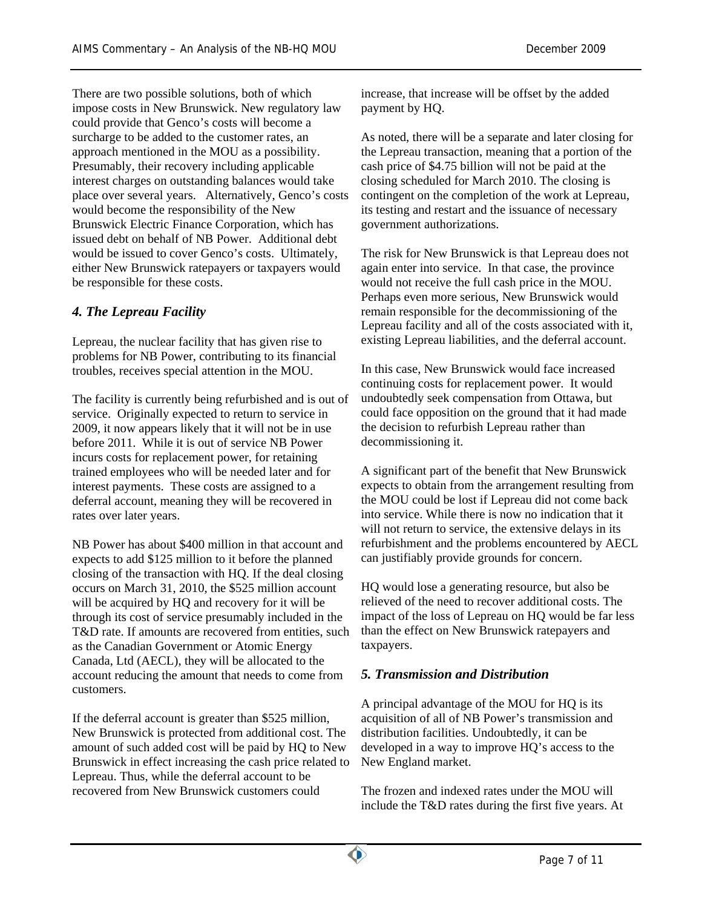There are two possible solutions, both of which impose costs in New Brunswick. New regulatory law could provide that Genco's costs will become a surcharge to be added to the customer rates, an approach mentioned in the MOU as a possibility. Presumably, their recovery including applicable interest charges on outstanding balances would take place over several years. Alternatively, Genco's costs would become the responsibility of the New Brunswick Electric Finance Corporation, which has issued debt on behalf of NB Power. Additional debt would be issued to cover Genco's costs. Ultimately, either New Brunswick ratepayers or taxpayers would be responsible for these costs.

### *4. The Lepreau Facility*

Lepreau, the nuclear facility that has given rise to problems for NB Power, contributing to its financial troubles, receives special attention in the MOU.

The facility is currently being refurbished and is out of service. Originally expected to return to service in 2009, it now appears likely that it will not be in use before 2011. While it is out of service NB Power incurs costs for replacement power, for retaining trained employees who will be needed later and for interest payments. These costs are assigned to a deferral account, meaning they will be recovered in rates over later years.

NB Power has about $400 million in that account and expects to add $125 million to it before the planned closing of the transaction with HQ. If the deal closing occurs on March 31, 2010, the $525 million account will be acquired by HQ and recovery for it will be through its cost of service presumably included in the T&D rate. If amounts are recovered from entities, such as the Canadian Government or Atomic Energy Canada, Ltd (AECL), they will be allocated to the account reducing the amount that needs to come from customers.

If the deferral account is greater than $525 million, New Brunswick is protected from additional cost. The amount of such added cost will be paid by HQ to New Brunswick in effect increasing the cash price related to Lepreau. Thus, while the deferral account to be recovered from New Brunswick customers could increase, that increase will be offset by the added payment by HQ.

As noted, there will be a separate and later closing for the Lepreau transaction, meaning that a portion of the cash price of $4.75 billion will not be paid at the closing scheduled for March 2010. The closing is contingent on the completion of the work at Lepreau, its testing and restart and the issuance of necessary government authorizations.

The risk for New Brunswick is that Lepreau does not again enter into service. In that case, the province would not receive the full cash price in the MOU. Perhaps even more serious, New Brunswick would remain responsible for the decommissioning of the Lepreau facility and all of the costs associated with it, existing Lepreau liabilities, and the deferral account.

In this case, New Brunswick would face increased continuing costs for replacement power. It would undoubtedly seek compensation from Ottawa, but could face opposition on the ground that it had made the decision to refurbish Lepreau rather than decommissioning it.

A significant part of the benefit that New Brunswick expects to obtain from the arrangement resulting from the MOU could be lost if Lepreau did not come back into service. While there is now no indication that it will not return to service, the extensive delays in its refurbishment and the problems encountered by AECL can justifiably provide grounds for concern.

HQ would lose a generating resource, but also be relieved of the need to recover additional costs. The impact of the loss of Lepreau on HQ would be far less than the effect on New Brunswick ratepayers and taxpayers.

### *5. Transmission and Distribution*

A principal advantage of the MOU for HQ is its acquisition of all of NB Power's transmission and distribution facilities. Undoubtedly, it can be developed in a way to improve HQ's access to the New England market.

The frozen and indexed rates under the MOU will include the T&D rates during the first five years. At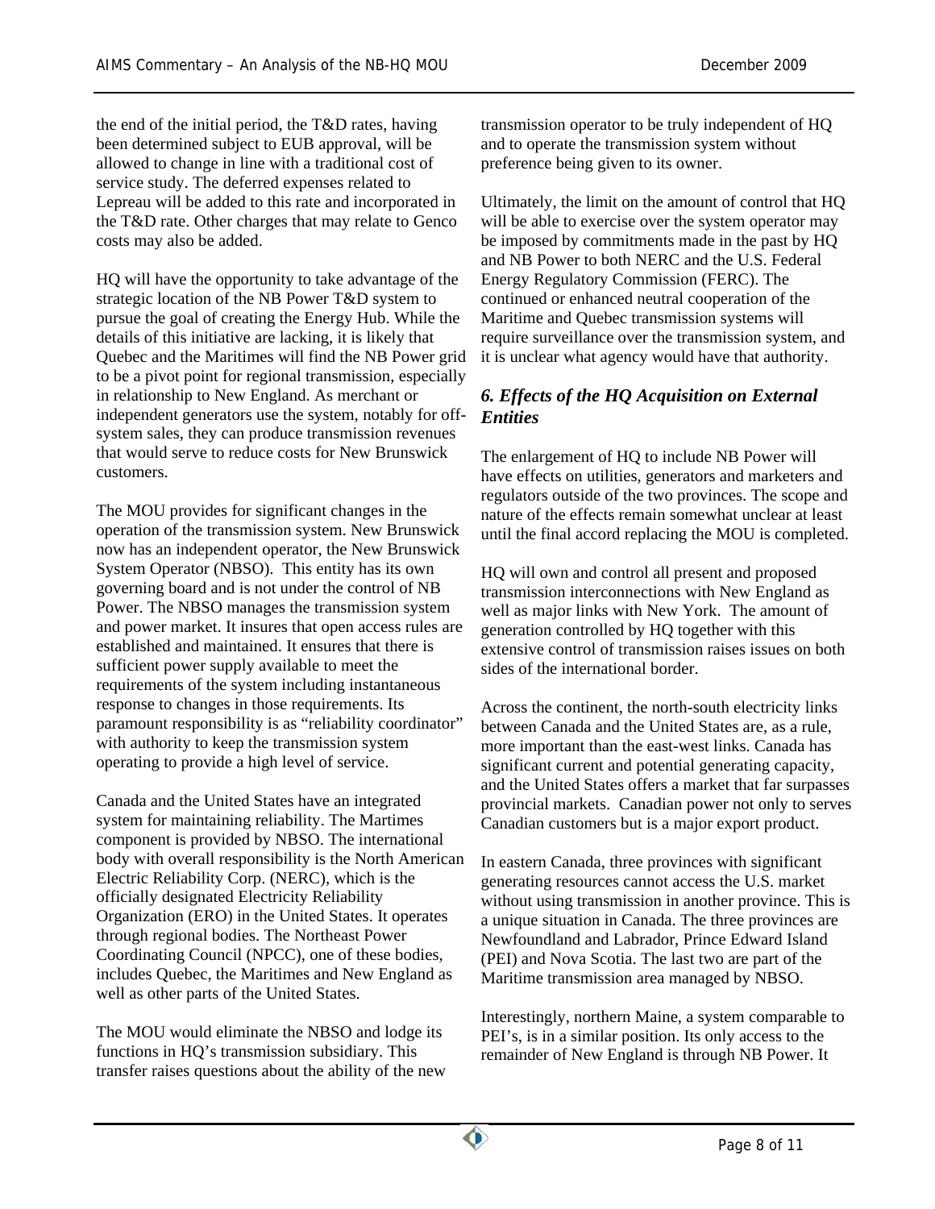the end of the initial period, the T&D rates, having been determined subject to EUB approval, will be allowed to change in line with a traditional cost of service study. The deferred expenses related to Lepreau will be added to this rate and incorporated in the T&D rate. Other charges that may relate to Genco costs may also be added.

HQ will have the opportunity to take advantage of the strategic location of the NB Power T&D system to pursue the goal of creating the Energy Hub. While the details of this initiative are lacking, it is likely that Quebec and the Maritimes will find the NB Power grid to be a pivot point for regional transmission, especially in relationship to New England. As merchant or independent generators use the system, notably for off-system sales, they can produce transmission revenues that would serve to reduce costs for New Brunswick customers.

The MOU provides for significant changes in the operation of the transmission system. New Brunswick now has an independent operator, the New Brunswick System Operator (NBSO). This entity has its own governing board and is not under the control of NB Power. The NBSO manages the transmission system and power market. It insures that open access rules are established and maintained. It ensures that there is sufficient power supply available to meet the requirements of the system including instantaneous response to changes in those requirements. Its paramount responsibility is as "reliability coordinator" with authority to keep the transmission system operating to provide a high level of service.

Canada and the United States have an integrated system for maintaining reliability. The Martimes component is provided by NBSO. The international body with overall responsibility is the North American Electric Reliability Corp. (NERC), which is the officially designated Electricity Reliability Organization (ERO) in the United States. It operates through regional bodies. The Northeast Power Coordinating Council (NPCC), one of these bodies, includes Quebec, the Maritimes and New England as well as other parts of the United States.

The MOU would eliminate the NBSO and lodge its functions in HQ's transmission subsidiary. This transfer raises questions about the ability of the new transmission operator to be truly independent of HQ and to operate the transmission system without preference being given to its owner.

Ultimately, the limit on the amount of control that HQ will be able to exercise over the system operator may be imposed by commitments made in the past by HQ and NB Power to both NERC and the U.S. Federal Energy Regulatory Commission (FERC). The continued or enhanced neutral cooperation of the Maritime and Quebec transmission systems will require surveillance over the transmission system, and it is unclear what agency would have that authority.

### *6. Effects of the HQ Acquisition on External Entities*

The enlargement of HQ to include NB Power will have effects on utilities, generators and marketers and regulators outside of the two provinces. The scope and nature of the effects remain somewhat unclear at least until the final accord replacing the MOU is completed.

HQ will own and control all present and proposed transmission interconnections with New England as well as major links with New York. The amount of generation controlled by HQ together with this extensive control of transmission raises issues on both sides of the international border.

Across the continent, the north-south electricity links between Canada and the United States are, as a rule, more important than the east-west links. Canada has significant current and potential generating capacity, and the United States offers a market that far surpasses provincial markets. Canadian power not only to serves Canadian customers but is a major export product.

In eastern Canada, three provinces with significant generating resources cannot access the U.S. market without using transmission in another province. This is a unique situation in Canada. The three provinces are Newfoundland and Labrador, Prince Edward Island (PEI) and Nova Scotia. The last two are part of the Maritime transmission area managed by NBSO.

Interestingly, northern Maine, a system comparable to PEI's, is in a similar position. Its only access to the remainder of New England is through NB Power. It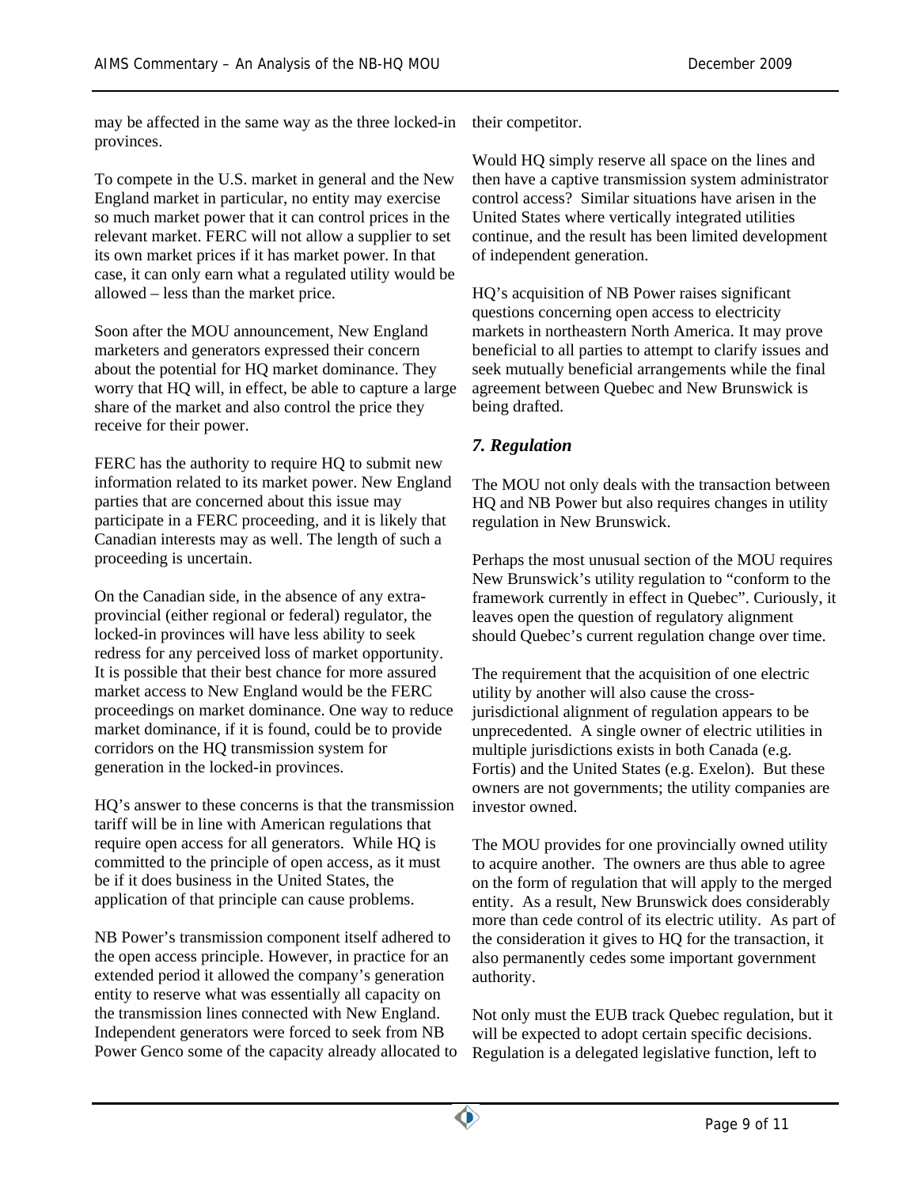may be affected in the same way as the three locked-in provinces.

To compete in the U.S. market in general and the New England market in particular, no entity may exercise so much market power that it can control prices in the relevant market. FERC will not allow a supplier to set its own market prices if it has market power. In that case, it can only earn what a regulated utility would be allowed – less than the market price.

Soon after the MOU announcement, New England marketers and generators expressed their concern about the potential for HQ market dominance. They worry that HQ will, in effect, be able to capture a large share of the market and also control the price they receive for their power.

FERC has the authority to require HQ to submit new information related to its market power. New England parties that are concerned about this issue may participate in a FERC proceeding, and it is likely that Canadian interests may as well. The length of such a proceeding is uncertain.

On the Canadian side, in the absence of any extra-provincial (either regional or federal) regulator, the locked-in provinces will have less ability to seek redress for any perceived loss of market opportunity. It is possible that their best chance for more assured market access to New England would be the FERC proceedings on market dominance. One way to reduce market dominance, if it is found, could be to provide corridors on the HQ transmission system for generation in the locked-in provinces.

HQ's answer to these concerns is that the transmission tariff will be in line with American regulations that require open access for all generators. While HQ is committed to the principle of open access, as it must be if it does business in the United States, the application of that principle can cause problems.

NB Power's transmission component itself adhered to the open access principle. However, in practice for an extended period it allowed the company's generation entity to reserve what was essentially all capacity on the transmission lines connected with New England. Independent generators were forced to seek from NB Power Genco some of the capacity already allocated to their competitor.

Would HQ simply reserve all space on the lines and then have a captive transmission system administrator control access? Similar situations have arisen in the United States where vertically integrated utilities continue, and the result has been limited development of independent generation.

HQ's acquisition of NB Power raises significant questions concerning open access to electricity markets in northeastern North America. It may prove beneficial to all parties to attempt to clarify issues and seek mutually beneficial arrangements while the final agreement between Quebec and New Brunswick is being drafted.

### *7. Regulation*

The MOU not only deals with the transaction between HQ and NB Power but also requires changes in utility regulation in New Brunswick.

Perhaps the most unusual section of the MOU requires New Brunswick's utility regulation to "conform to the framework currently in effect in Quebec". Curiously, it leaves open the question of regulatory alignment should Quebec's current regulation change over time.

The requirement that the acquisition of one electric utility by another will also cause the cross-jurisdictional alignment of regulation appears to be unprecedented. A single owner of electric utilities in multiple jurisdictions exists in both Canada (e.g. Fortis) and the United States (e.g. Exelon). But these owners are not governments; the utility companies are investor owned.

The MOU provides for one provincially owned utility to acquire another. The owners are thus able to agree on the form of regulation that will apply to the merged entity. As a result, New Brunswick does considerably more than cede control of its electric utility. As part of the consideration it gives to HQ for the transaction, it also permanently cedes some important government authority.

Not only must the EUB track Quebec regulation, but it will be expected to adopt certain specific decisions. Regulation is a delegated legislative function, left to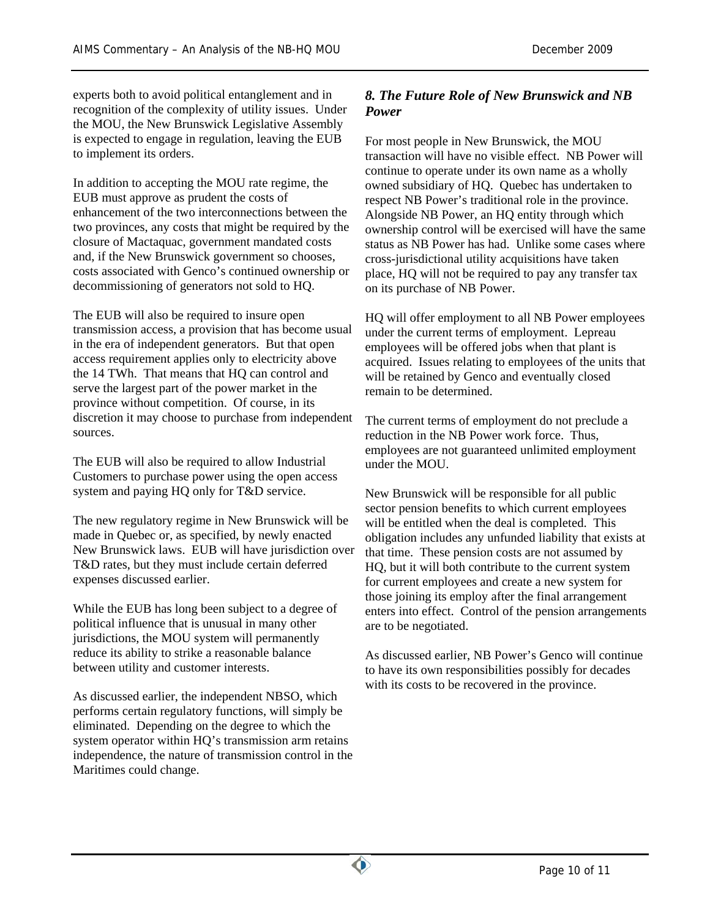experts both to avoid political entanglement and in recognition of the complexity of utility issues. Under the MOU, the New Brunswick Legislative Assembly is expected to engage in regulation, leaving the EUB to implement its orders.

In addition to accepting the MOU rate regime, the EUB must approve as prudent the costs of enhancement of the two interconnections between the two provinces, any costs that might be required by the closure of Mactaquac, government mandated costs and, if the New Brunswick government so chooses, costs associated with Genco's continued ownership or decommissioning of generators not sold to HQ.

The EUB will also be required to insure open transmission access, a provision that has become usual in the era of independent generators. But that open access requirement applies only to electricity above the 14 TWh. That means that HQ can control and serve the largest part of the power market in the province without competition. Of course, in its discretion it may choose to purchase from independent sources.

The EUB will also be required to allow Industrial Customers to purchase power using the open access system and paying HQ only for T&D service.

The new regulatory regime in New Brunswick will be made in Quebec or, as specified, by newly enacted New Brunswick laws. EUB will have jurisdiction over T&D rates, but they must include certain deferred expenses discussed earlier.

While the EUB has long been subject to a degree of political influence that is unusual in many other jurisdictions, the MOU system will permanently reduce its ability to strike a reasonable balance between utility and customer interests.

As discussed earlier, the independent NBSO, which performs certain regulatory functions, will simply be eliminated. Depending on the degree to which the system operator within HQ's transmission arm retains independence, the nature of transmission control in the Maritimes could change.

## *8. The Future Role of New Brunswick and NB Power*

For most people in New Brunswick, the MOU transaction will have no visible effect. NB Power will continue to operate under its own name as a wholly owned subsidiary of HQ. Quebec has undertaken to respect NB Power's traditional role in the province. Alongside NB Power, an HQ entity through which ownership control will be exercised will have the same status as NB Power has had. Unlike some cases where cross-jurisdictional utility acquisitions have taken place, HQ will not be required to pay any transfer tax on its purchase of NB Power.

HQ will offer employment to all NB Power employees under the current terms of employment. Lepreau employees will be offered jobs when that plant is acquired. Issues relating to employees of the units that will be retained by Genco and eventually closed remain to be determined.

The current terms of employment do not preclude a reduction in the NB Power work force. Thus, employees are not guaranteed unlimited employment under the MOU.

New Brunswick will be responsible for all public sector pension benefits to which current employees will be entitled when the deal is completed. This obligation includes any unfunded liability that exists at that time. These pension costs are not assumed by HQ, but it will both contribute to the current system for current employees and create a new system for those joining its employ after the final arrangement enters into effect. Control of the pension arrangements are to be negotiated.

As discussed earlier, NB Power's Genco will continue to have its own responsibilities possibly for decades with its costs to be recovered in the province.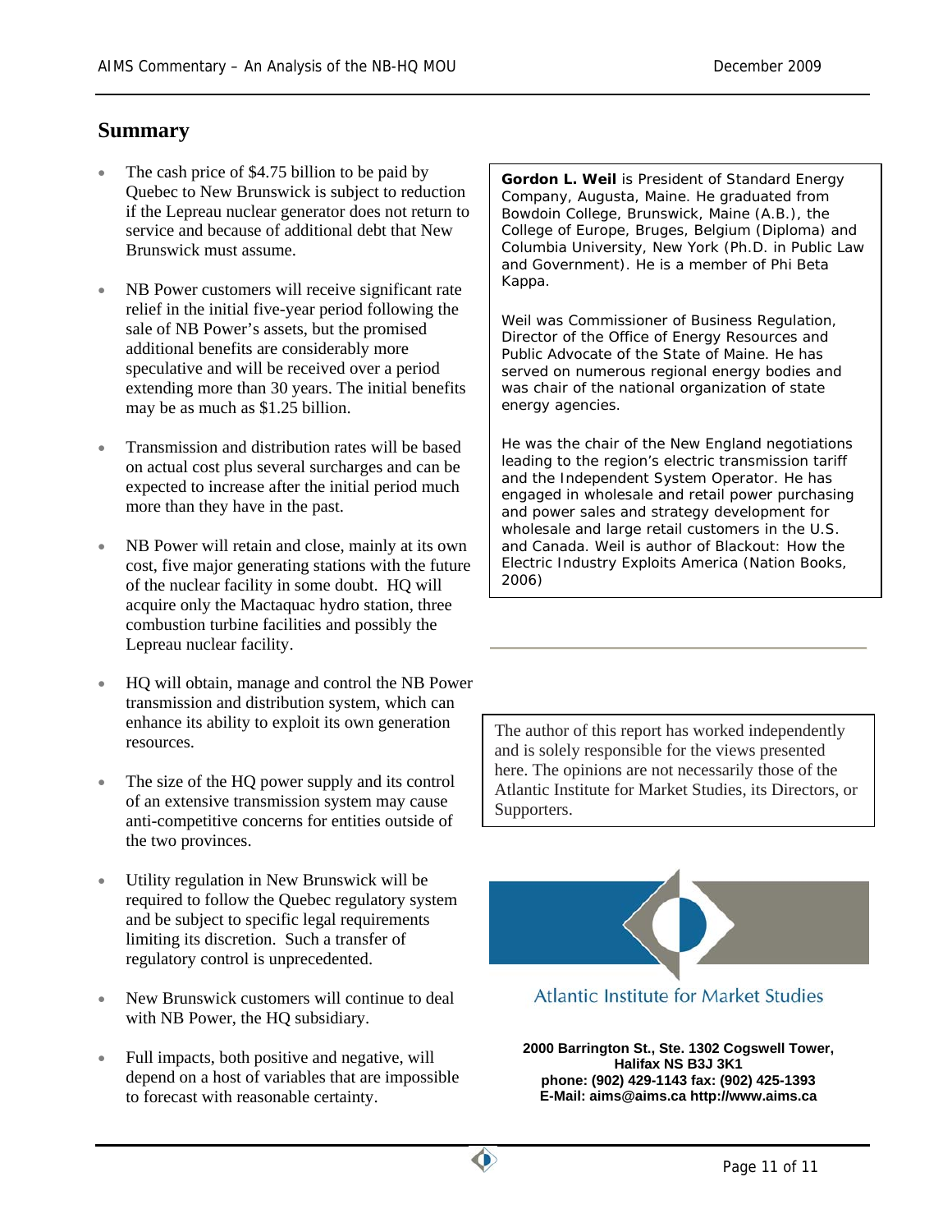## Summary

- The cash price of \$4.75 billion to be paid by Quebec to New Brunswick is subject to reduction if the Lepreau nuclear generator does not return to service and because of additional debt that New Brunswick must assume.
- NB Power customers will receive significant rate relief in the initial five-year period following the sale of NB Power's assets, but the promised additional benefits are considerably more speculative and will be received over a period extending more than 30 years. The initial benefits may be as much as \$1.25 billion.
- Transmission and distribution rates will be based on actual cost plus several surcharges and can be expected to increase after the initial period much more than they have in the past.
- NB Power will retain and close, mainly at its own cost, five major generating stations with the future of the nuclear facility in some doubt. HQ will acquire only the Mactaquac hydro station, three combustion turbine facilities and possibly the Lepreau nuclear facility.
- HQ will obtain, manage and control the NB Power transmission and distribution system, which can enhance its ability to exploit its own generation resources.
- The size of the HQ power supply and its control of an extensive transmission system may cause anti-competitive concerns for entities outside of the two provinces.
- Utility regulation in New Brunswick will be required to follow the Quebec regulatory system and be subject to specific legal requirements limiting its discretion. Such a transfer of regulatory control is unprecedented.
- New Brunswick customers will continue to deal with NB Power, the HQ subsidiary.
- Full impacts, both positive and negative, will depend on a host of variables that are impossible to forecast with reasonable certainty.

**Gordon L. Weil** is President of Standard Energy Company, Augusta, Maine. He graduated from Bowdoin College, Brunswick, Maine (A.B.), the College of Europe, Bruges, Belgium (Diploma) and Columbia University, New York (Ph.D. in Public Law and Government). He is a member of Phi Beta Kappa.

Weil was Commissioner of Business Regulation, Director of the Office of Energy Resources and Public Advocate of the State of Maine. He has served on numerous regional energy bodies and was chair of the national organization of state energy agencies.

He was the chair of the New England negotiations leading to the region's electric transmission tariff and the Independent System Operator. He has engaged in wholesale and retail power purchasing and power sales and strategy development for wholesale and large retail customers in the U.S. and Canada. Weil is author of Blackout: How the Electric Industry Exploits America (Nation Books, 2006)

The author of this report has worked independently and is solely responsible for the views presented here. The opinions are not necessarily those of the Atlantic Institute for Market Studies, its Directors, or Supporters.

Atlantic Institute for Market Studies

**2000 Barrington St., Ste. 1302 Cogswell Tower, Halifax NS B3J 3K1**
**phone: (902) 429-1143 fax: (902) 425-1393**
**E-Mail: aims@aims.ca http://www.aims.ca**